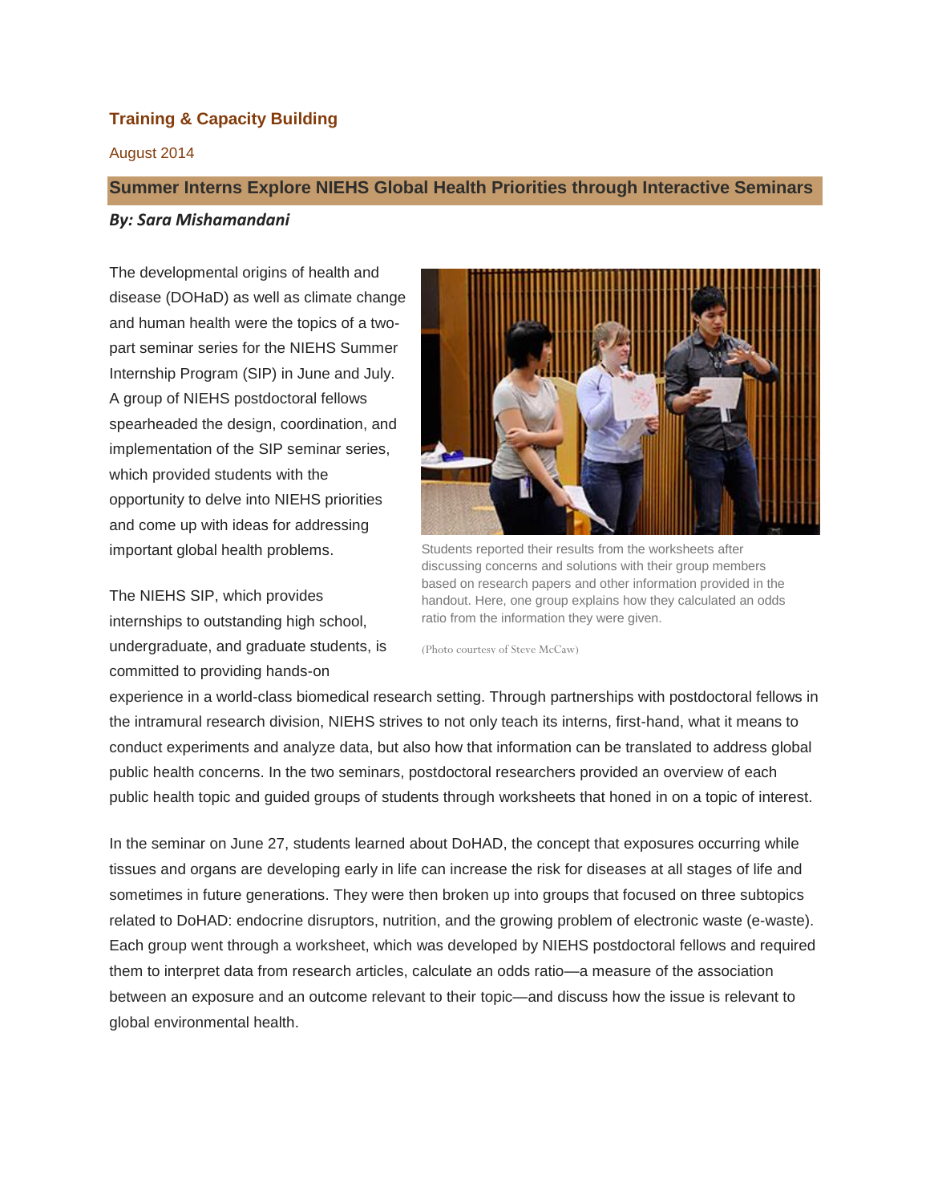**Training & Capacity Building**

August 2014

## Summer Interns Explore NIEHS Global Health Priorities through Interactive Seminars

***By: Sara Mishamandani***

The developmental origins of health and disease (DOHaD) as well as climate change and human health were the topics of a two-part seminar series for the NIEHS Summer Internship Program (SIP) in June and July. A group of NIEHS postdoctoral fellows spearheaded the design, coordination, and implementation of the SIP seminar series, which provided students with the opportunity to delve into NIEHS priorities and come up with ideas for addressing important global health problems.

Students reported their results from the worksheets after discussing concerns and solutions with their group members based on research papers and other information provided in the handout. Here, one group explains how they calculated an odds ratio from the information they were given.

(Photo courtesy of Steve McCaw)

The NIEHS SIP, which provides internships to outstanding high school, undergraduate, and graduate students, is committed to providing hands-on experience in a world-class biomedical research setting. Through partnerships with postdoctoral fellows in the intramural research division, NIEHS strives to not only teach its interns, first-hand, what it means to conduct experiments and analyze data, but also how that information can be translated to address global public health concerns. In the two seminars, postdoctoral researchers provided an overview of each public health topic and guided groups of students through worksheets that honed in on a topic of interest.

In the seminar on June 27, students learned about DoHAD, the concept that exposures occurring while tissues and organs are developing early in life can increase the risk for diseases at all stages of life and sometimes in future generations. They were then broken up into groups that focused on three subtopics related to DoHAD: endocrine disruptors, nutrition, and the growing problem of electronic waste (e-waste). Each group went through a worksheet, which was developed by NIEHS postdoctoral fellows and required them to interpret data from research articles, calculate an odds ratio—a measure of the association between an exposure and an outcome relevant to their topic—and discuss how the issue is relevant to global environmental health.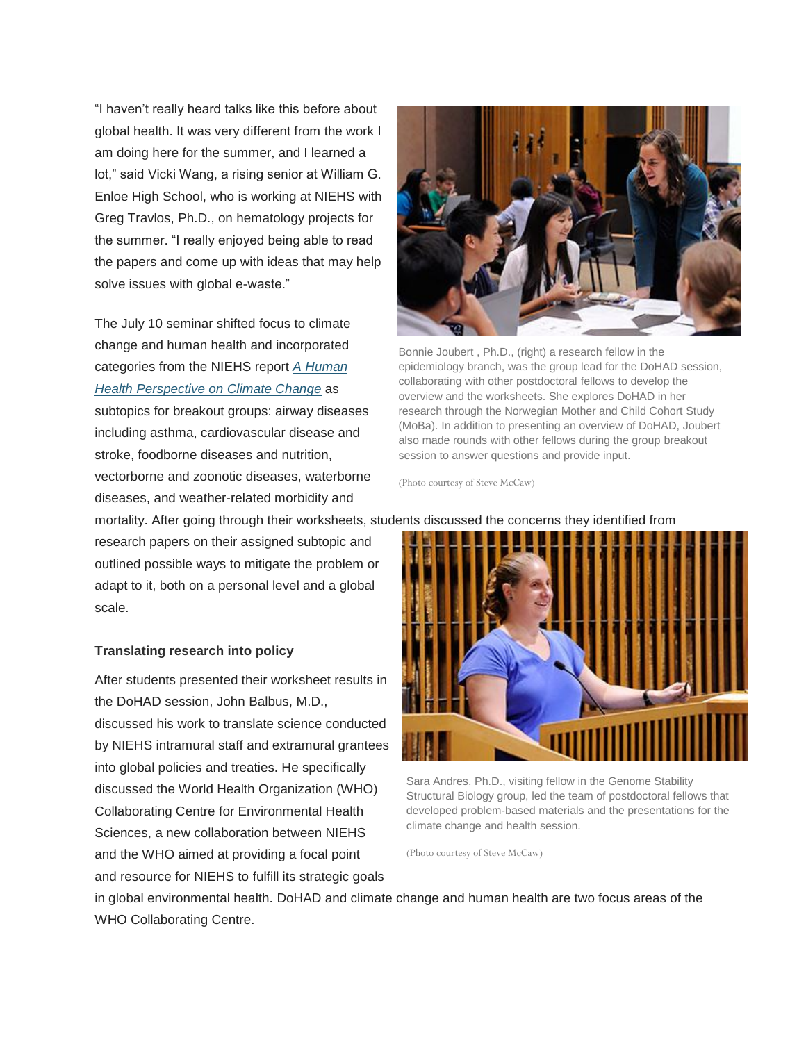"I haven't really heard talks like this before about global health. It was very different from the work I am doing here for the summer, and I learned a lot," said Vicki Wang, a rising senior at William G. Enloe High School, who is working at NIEHS with Greg Travlos, Ph.D., on hematology projects for the summer. "I really enjoyed being able to read the papers and come up with ideas that may help solve issues with global e-waste."

Bonnie Joubert , Ph.D., (right) a research fellow in the epidemiology branch, was the group lead for the DoHAD session, collaborating with other postdoctoral fellows to develop the overview and the worksheets. She explores DoHAD in her research through the Norwegian Mother and Child Cohort Study (MoBa). In addition to presenting an overview of DoHAD, Joubert also made rounds with other fellows during the group breakout session to answer questions and provide input.

(Photo courtesy of Steve McCaw)

The July 10 seminar shifted focus to climate change and human health and incorporated categories from the NIEHS report *A Human Health Perspective on Climate Change* as subtopics for breakout groups: airway diseases including asthma, cardiovascular disease and stroke, foodborne diseases and nutrition, vectorborne and zoonotic diseases, waterborne diseases, and weather-related morbidity and mortality. After going through their worksheets, students discussed the concerns they identified from research papers on their assigned subtopic and outlined possible ways to mitigate the problem or adapt to it, both on a personal level and a global scale.

Sara Andres, Ph.D., visiting fellow in the Genome Stability Structural Biology group, led the team of postdoctoral fellows that developed problem-based materials and the presentations for the climate change and health session.

(Photo courtesy of Steve McCaw)

**Translating research into policy**

After students presented their worksheet results in the DoHAD session, John Balbus, M.D., discussed his work to translate science conducted by NIEHS intramural staff and extramural grantees into global policies and treaties. He specifically discussed the World Health Organization (WHO) Collaborating Centre for Environmental Health Sciences, a new collaboration between NIEHS and the WHO aimed at providing a focal point and resource for NIEHS to fulfill its strategic goals in global environmental health. DoHAD and climate change and human health are two focus areas of the WHO Collaborating Centre.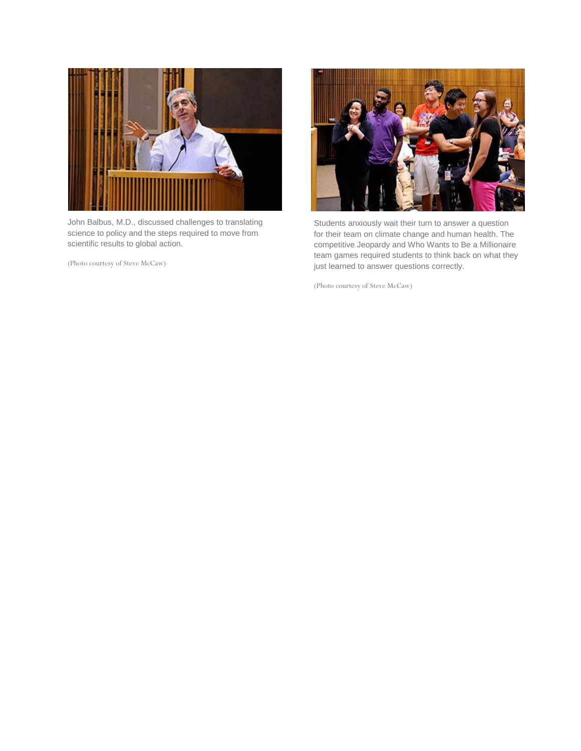John Balbus, M.D., discussed challenges to translating science to policy and the steps required to move from scientific results to global action.

(Photo courtesy of Steve McCaw)

Students anxiously wait their turn to answer a question for their team on climate change and human health. The competitive Jeopardy and Who Wants to Be a Millionaire team games required students to think back on what they just learned to answer questions correctly.

(Photo courtesy of Steve McCaw)